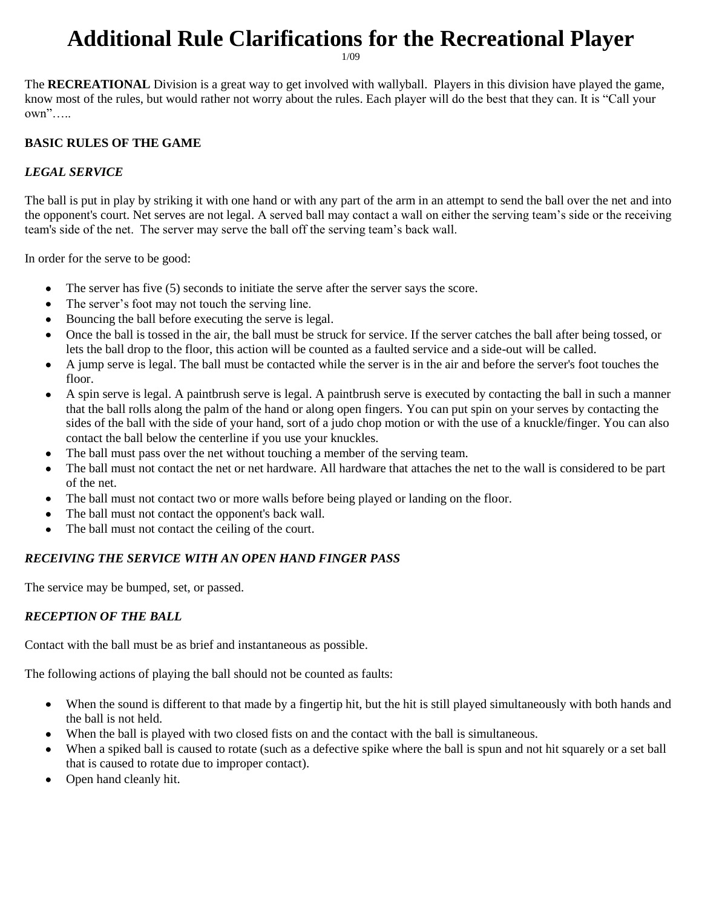# Additional Rule Clarifications for the Recreational Player

1/09

The **RECREATIONAL** Division is a great way to get involved with wallyball. Players in this division have played the game, know most of the rules, but would rather not worry about the rules. Each player will do the best that they can. It is "Call your own"…..

**BASIC RULES OF THE GAME**

***LEGAL SERVICE***

The ball is put in play by striking it with one hand or with any part of the arm in an attempt to send the ball over the net and into the opponent's court. Net serves are not legal. A served ball may contact a wall on either the serving team's side or the receiving team's side of the net. The server may serve the ball off the serving team's back wall.

In order for the serve to be good:

- The server has five (5) seconds to initiate the serve after the server says the score.
- The server's foot may not touch the serving line.
- Bouncing the ball before executing the serve is legal.
- Once the ball is tossed in the air, the ball must be struck for service. If the server catches the ball after being tossed, or lets the ball drop to the floor, this action will be counted as a faulted service and a side-out will be called.
- A jump serve is legal. The ball must be contacted while the server is in the air and before the server's foot touches the floor.
- A spin serve is legal. A paintbrush serve is legal. A paintbrush serve is executed by contacting the ball in such a manner that the ball rolls along the palm of the hand or along open fingers. You can put spin on your serves by contacting the sides of the ball with the side of your hand, sort of a judo chop motion or with the use of a knuckle/finger. You can also contact the ball below the centerline if you use your knuckles.
- The ball must pass over the net without touching a member of the serving team.
- The ball must not contact the net or net hardware. All hardware that attaches the net to the wall is considered to be part of the net.
- The ball must not contact two or more walls before being played or landing on the floor.
- The ball must not contact the opponent's back wall.
- The ball must not contact the ceiling of the court.

***RECEIVING THE SERVICE WITH AN OPEN HAND FINGER PASS***

The service may be bumped, set, or passed.

***RECEPTION OF THE BALL***

Contact with the ball must be as brief and instantaneous as possible.

The following actions of playing the ball should not be counted as faults:

- When the sound is different to that made by a fingertip hit, but the hit is still played simultaneously with both hands and the ball is not held.
- When the ball is played with two closed fists on and the contact with the ball is simultaneous.
- When a spiked ball is caused to rotate (such as a defective spike where the ball is spun and not hit squarely or a set ball that is caused to rotate due to improper contact).
- Open hand cleanly hit.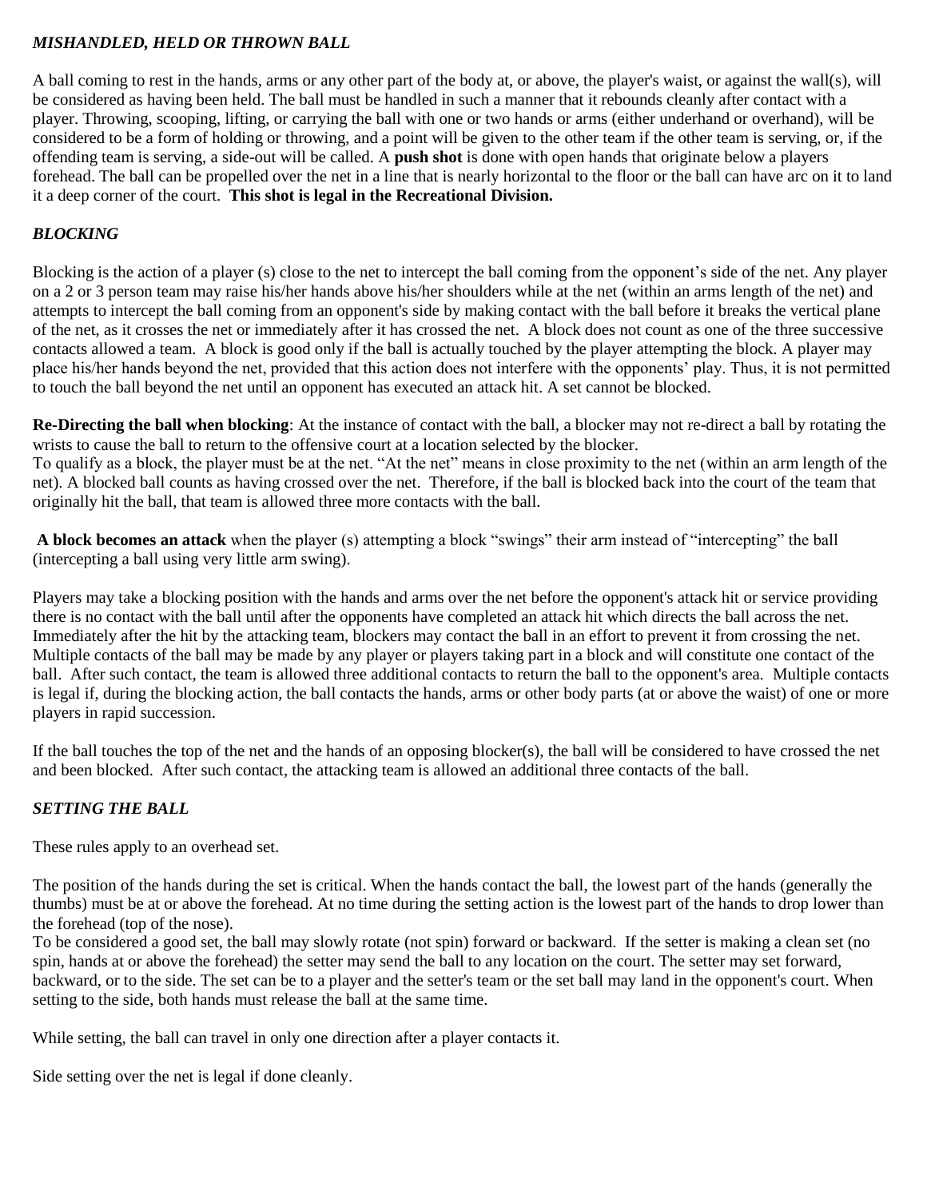### *MISHANDLED, HELD OR THROWN BALL*

A ball coming to rest in the hands, arms or any other part of the body at, or above, the player's waist, or against the wall(s), will be considered as having been held. The ball must be handled in such a manner that it rebounds cleanly after contact with a player. Throwing, scooping, lifting, or carrying the ball with one or two hands or arms (either underhand or overhand), will be considered to be a form of holding or throwing, and a point will be given to the other team if the other team is serving, or, if the offending team is serving, a side-out will be called. A **push shot** is done with open hands that originate below a players forehead. The ball can be propelled over the net in a line that is nearly horizontal to the floor or the ball can have arc on it to land it a deep corner of the court. **This shot is legal in the Recreational Division.**

### *BLOCKING*

Blocking is the action of a player (s) close to the net to intercept the ball coming from the opponent's side of the net. Any player on a 2 or 3 person team may raise his/her hands above his/her shoulders while at the net (within an arms length of the net) and attempts to intercept the ball coming from an opponent's side by making contact with the ball before it breaks the vertical plane of the net, as it crosses the net or immediately after it has crossed the net. A block does not count as one of the three successive contacts allowed a team. A block is good only if the ball is actually touched by the player attempting the block. A player may place his/her hands beyond the net, provided that this action does not interfere with the opponents' play. Thus, it is not permitted to touch the ball beyond the net until an opponent has executed an attack hit. A set cannot be blocked.

**Re-Directing the ball when blocking**: At the instance of contact with the ball, a blocker may not re-direct a ball by rotating the wrists to cause the ball to return to the offensive court at a location selected by the blocker.
To qualify as a block, the player must be at the net. "At the net" means in close proximity to the net (within an arm length of the net). A blocked ball counts as having crossed over the net. Therefore, if the ball is blocked back into the court of the team that originally hit the ball, that team is allowed three more contacts with the ball.

**A block becomes an attack** when the player (s) attempting a block "swings" their arm instead of "intercepting" the ball (intercepting a ball using very little arm swing).

Players may take a blocking position with the hands and arms over the net before the opponent's attack hit or service providing there is no contact with the ball until after the opponents have completed an attack hit which directs the ball across the net. Immediately after the hit by the attacking team, blockers may contact the ball in an effort to prevent it from crossing the net. Multiple contacts of the ball may be made by any player or players taking part in a block and will constitute one contact of the ball. After such contact, the team is allowed three additional contacts to return the ball to the opponent's area. Multiple contacts is legal if, during the blocking action, the ball contacts the hands, arms or other body parts (at or above the waist) of one or more players in rapid succession.

If the ball touches the top of the net and the hands of an opposing blocker(s), the ball will be considered to have crossed the net and been blocked. After such contact, the attacking team is allowed an additional three contacts of the ball.

### *SETTING THE BALL*

These rules apply to an overhead set.

The position of the hands during the set is critical. When the hands contact the ball, the lowest part of the hands (generally the thumbs) must be at or above the forehead. At no time during the setting action is the lowest part of the hands to drop lower than the forehead (top of the nose).
To be considered a good set, the ball may slowly rotate (not spin) forward or backward. If the setter is making a clean set (no spin, hands at or above the forehead) the setter may send the ball to any location on the court. The setter may set forward, backward, or to the side. The set can be to a player and the setter's team or the set ball may land in the opponent's court. When setting to the side, both hands must release the ball at the same time.

While setting, the ball can travel in only one direction after a player contacts it.

Side setting over the net is legal if done cleanly.